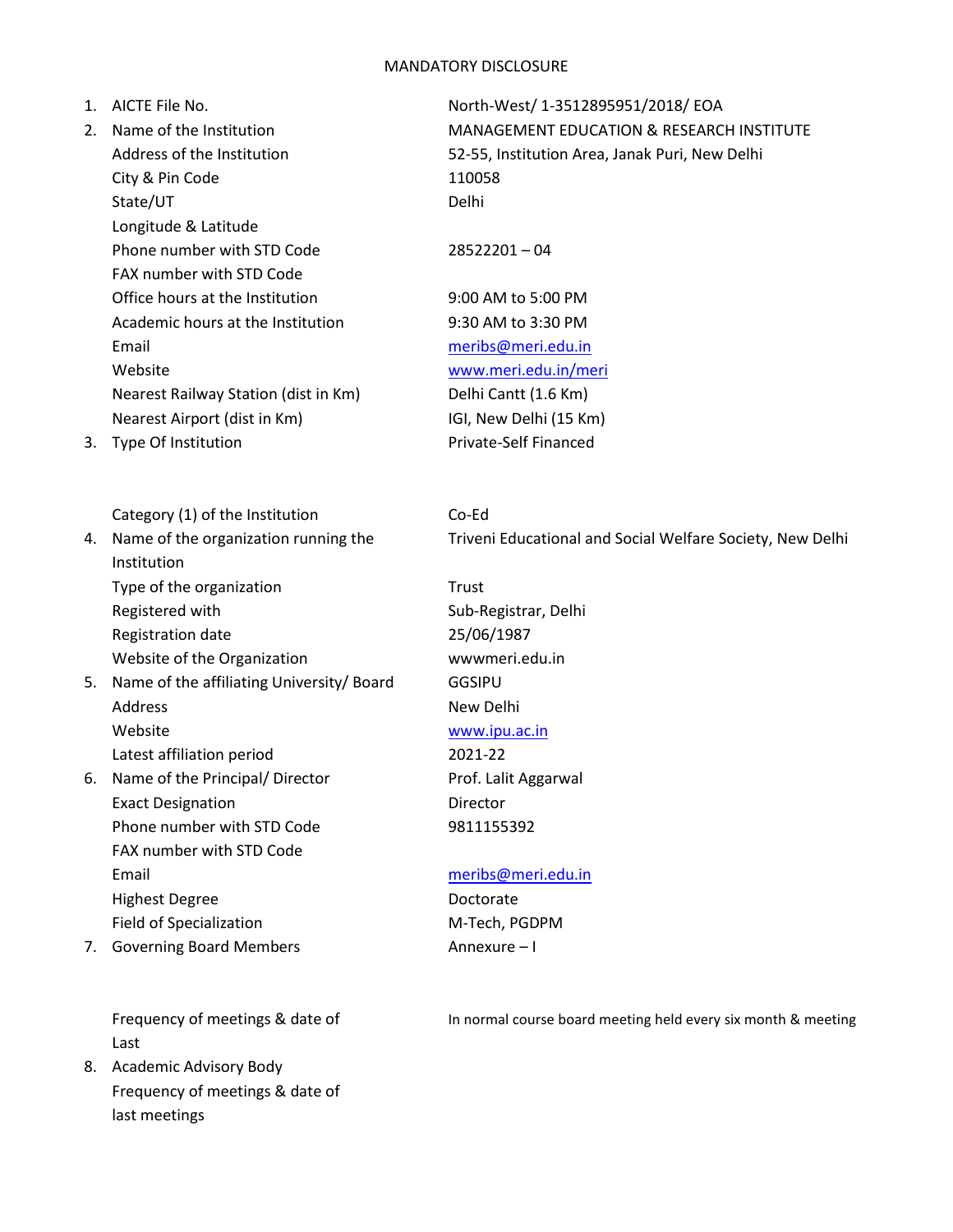# MANDATORY DISCLOSURE

| | | |
|---|---|---|
| 1. | AICTE File No. | North-West/ 1-3512895951/2018/ EOA |
| 2. | Name of the Institution | MANAGEMENT EDUCATION & RESEARCH INSTITUTE |
| | Address of the Institution | 52-55, Institution Area, Janak Puri, New Delhi |
| | City & Pin Code | 110058 |
| | State/UT | Delhi |
| | Longitude & Latitude | |
| | Phone number with STD Code | 28522201 – 04 |
| | FAX number with STD Code | |
| | Office hours at the Institution | 9:00 AM to 5:00 PM |
| | Academic hours at the Institution | 9:30 AM to 3:30 PM |
| | Email | meribs@meri.edu.in |
| | Website | www.meri.edu.in/meri |
| | Nearest Railway Station (dist in Km) | Delhi Cantt (1.6 Km) |
| | Nearest Airport (dist in Km) | IGI, New Delhi (15 Km) |
| 3. | Type Of Institution | Private-Self Financed |
| | Category (1) of the Institution | Co-Ed |
| 4. | Name of the organization running the Institution | Triveni Educational and Social Welfare Society, New Delhi |
| | Type of the organization | Trust |
| | Registered with | Sub-Registrar, Delhi |
| | Registration date | 25/06/1987 |
| | Website of the Organization | wwwmeri.edu.in |
| 5. | Name of the affiliating University/ Board | GGSIPU |
| | Address | New Delhi |
| | Website | www.ipu.ac.in |
| | Latest affiliation period | 2021-22 |
| 6. | Name of the Principal/ Director | Prof. Lalit Aggarwal |
| | Exact Designation | Director |
| | Phone number with STD Code | 9811155392 |
| | FAX number with STD Code | |
| | Email | meribs@meri.edu.in |
| | Highest Degree | Doctorate |
| | Field of Specialization | M-Tech, PGDPM |
| 7. | Governing Board Members | Annexure – I |
| | Frequency of meetings & date of Last | In normal course board meeting held every six month & meeting |
| 8. | Academic Advisory Body | |
| | Frequency of meetings & date of last meetings | |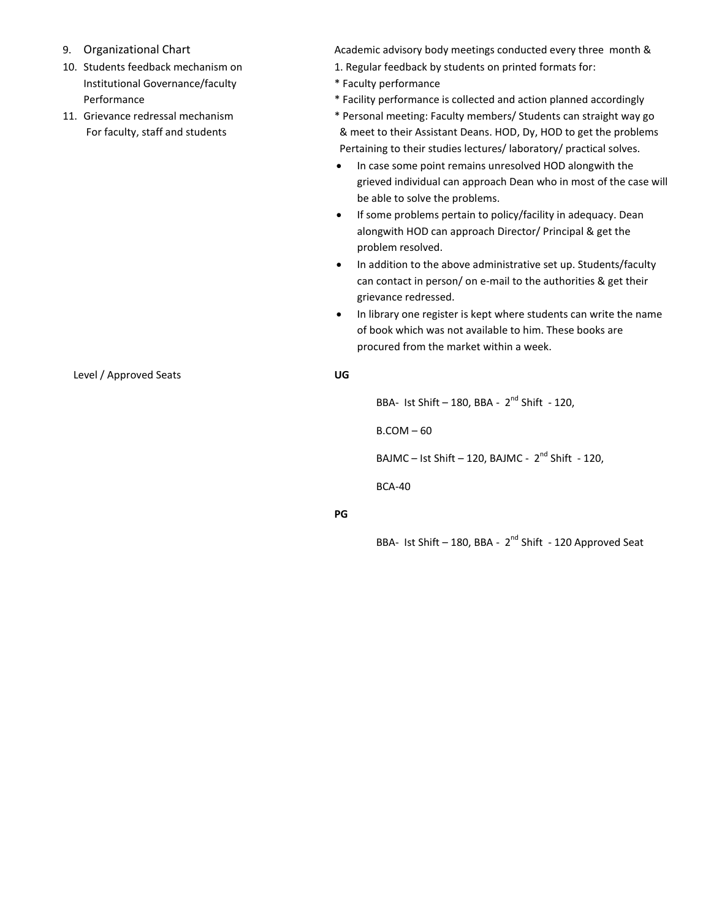| | |
|---|---|
| 9. Organizational Chart | Academic advisory body meetings conducted every three month & |
| 10. Students feedback mechanism on Institutional Governance/faculty Performance | 1. Regular feedback by students on printed formats for:<br>* Faculty performance<br>* Facility performance is collected and action planned accordingly |
| 11. Grievance redressal mechanism For faculty, staff and students | * Personal meeting: Faculty members/ Students can straight way go & meet to their Assistant Deans. HOD, Dy, HOD to get the problems Pertaining to their studies lectures/ laboratory/ practical solves.<br>• In case some point remains unresolved HOD alongwith the grieved individual can approach Dean who in most of the case will be able to solve the problems.<br>• If some problems pertain to policy/facility in adequacy. Dean alongwith HOD can approach Director/ Principal & get the problem resolved.<br>• In addition to the above administrative set up. Students/faculty can contact in person/ on e-mail to the authorities & get their grievance redressed.<br>• In library one register is kept where students can write the name of book which was not available to him. These books are procured from the market within a week. |
| Level / Approved Seats | **UG**<br>BBA- Ist Shift – 180, BBA - 2nd Shift - 120,<br>B.COM – 60<br>BAJMC – Ist Shift – 120, BAJMC - 2nd Shift - 120,<br>BCA-40<br>**PG**<br>BBA- Ist Shift – 180, BBA - 2nd Shift - 120 Approved Seat |